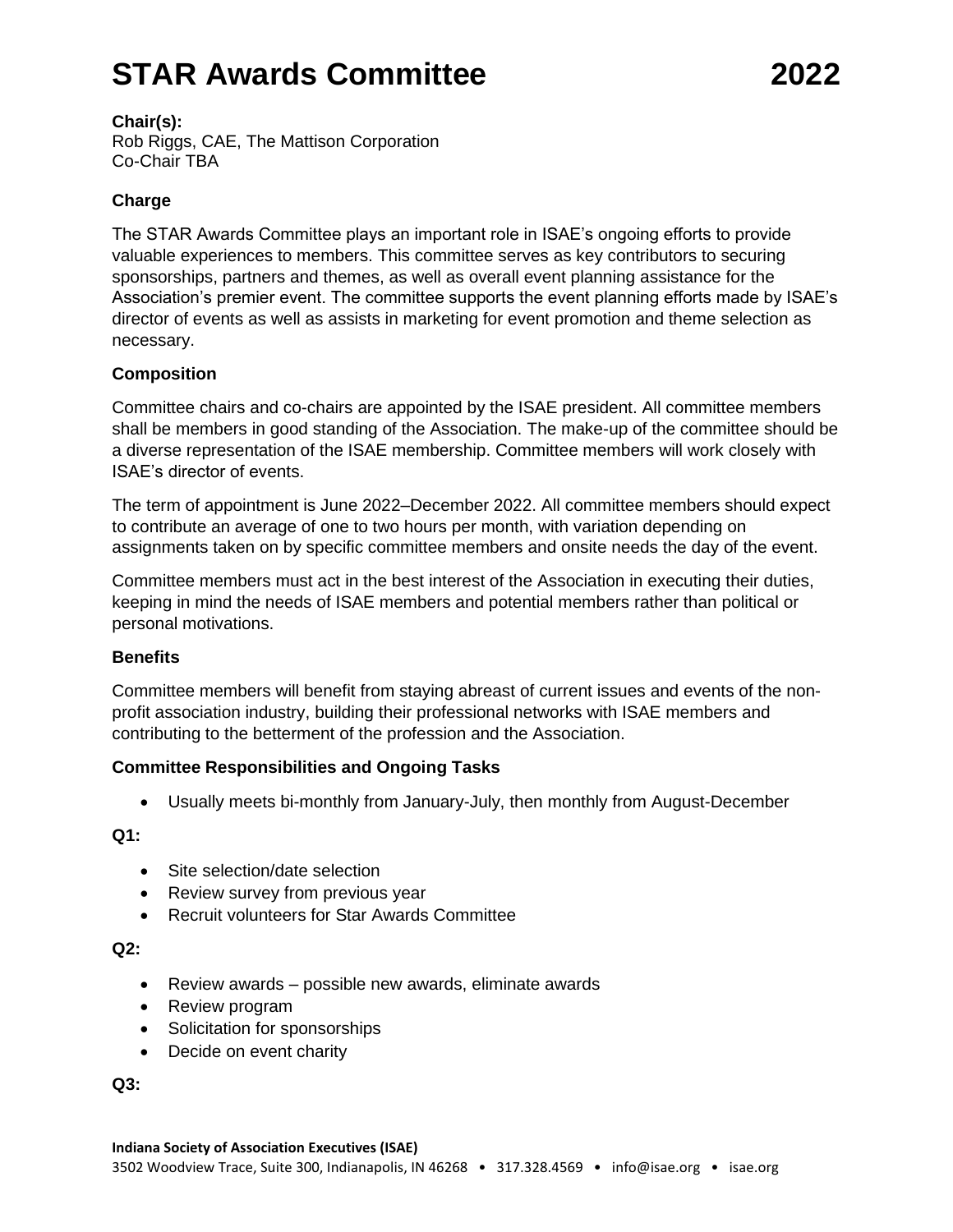# STAR Awards Committee 2022

**Chair(s):**
Rob Riggs, CAE, The Mattison Corporation
Co-Chair TBA

**Charge**

The STAR Awards Committee plays an important role in ISAE's ongoing efforts to provide valuable experiences to members. This committee serves as key contributors to securing sponsorships, partners and themes, as well as overall event planning assistance for the Association's premier event. The committee supports the event planning efforts made by ISAE's director of events as well as assists in marketing for event promotion and theme selection as necessary.

**Composition**

Committee chairs and co-chairs are appointed by the ISAE president. All committee members shall be members in good standing of the Association. The make-up of the committee should be a diverse representation of the ISAE membership. Committee members will work closely with ISAE's director of events.

The term of appointment is June 2022–December 2022. All committee members should expect to contribute an average of one to two hours per month, with variation depending on assignments taken on by specific committee members and onsite needs the day of the event.

Committee members must act in the best interest of the Association in executing their duties, keeping in mind the needs of ISAE members and potential members rather than political or personal motivations.

**Benefits**

Committee members will benefit from staying abreast of current issues and events of the non-profit association industry, building their professional networks with ISAE members and contributing to the betterment of the profession and the Association.

**Committee Responsibilities and Ongoing Tasks**

- Usually meets bi-monthly from January-July, then monthly from August-December

**Q1:**

- Site selection/date selection
- Review survey from previous year
- Recruit volunteers for Star Awards Committee

**Q2:**

- Review awards – possible new awards, eliminate awards
- Review program
- Solicitation for sponsorships
- Decide on event charity

**Q3:**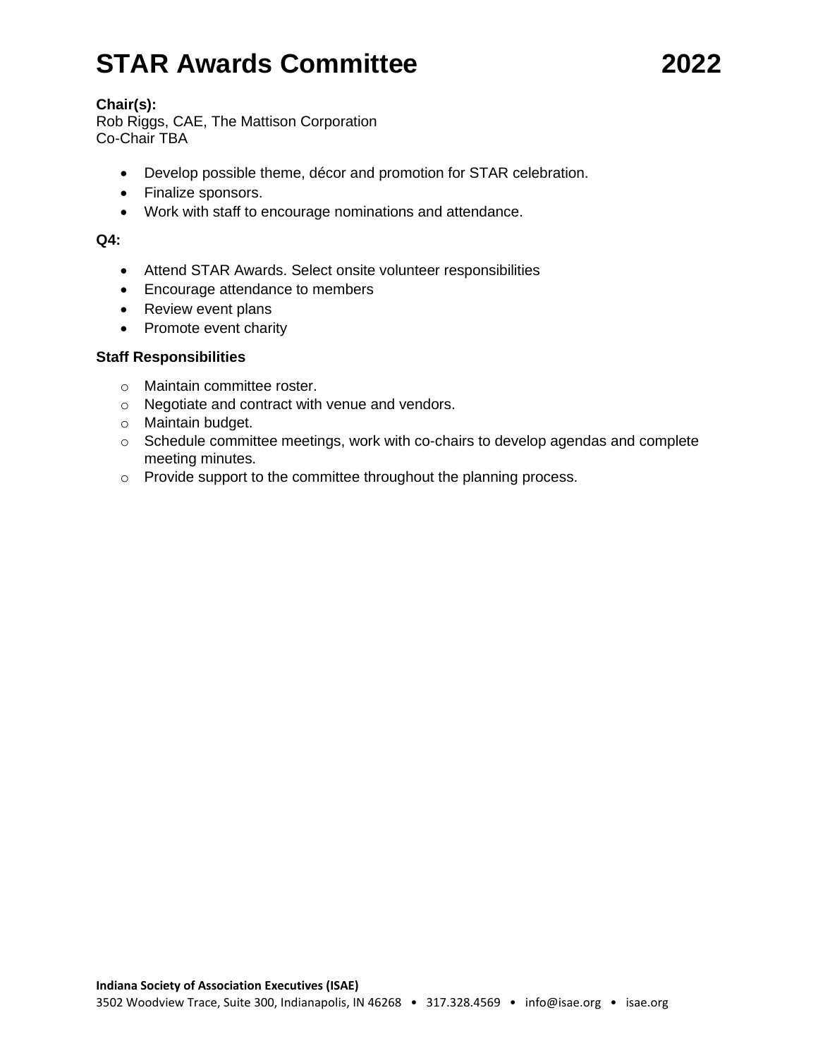# STAR Awards Committee 2022

**Chair(s):**
Rob Riggs, CAE, The Mattison Corporation
Co-Chair TBA

- Develop possible theme, décor and promotion for STAR celebration.
- Finalize sponsors.
- Work with staff to encourage nominations and attendance.

**Q4:**

- Attend STAR Awards. Select onsite volunteer responsibilities
- Encourage attendance to members
- Review event plans
- Promote event charity

**Staff Responsibilities**

- Maintain committee roster.
- Negotiate and contract with venue and vendors.
- Maintain budget.
- Schedule committee meetings, work with co-chairs to develop agendas and complete meeting minutes.
- Provide support to the committee throughout the planning process.

**Indiana Society of Association Executives (ISAE)**
3502 Woodview Trace, Suite 300, Indianapolis, IN 46268 • 317.328.4569 • info@isae.org • isae.org